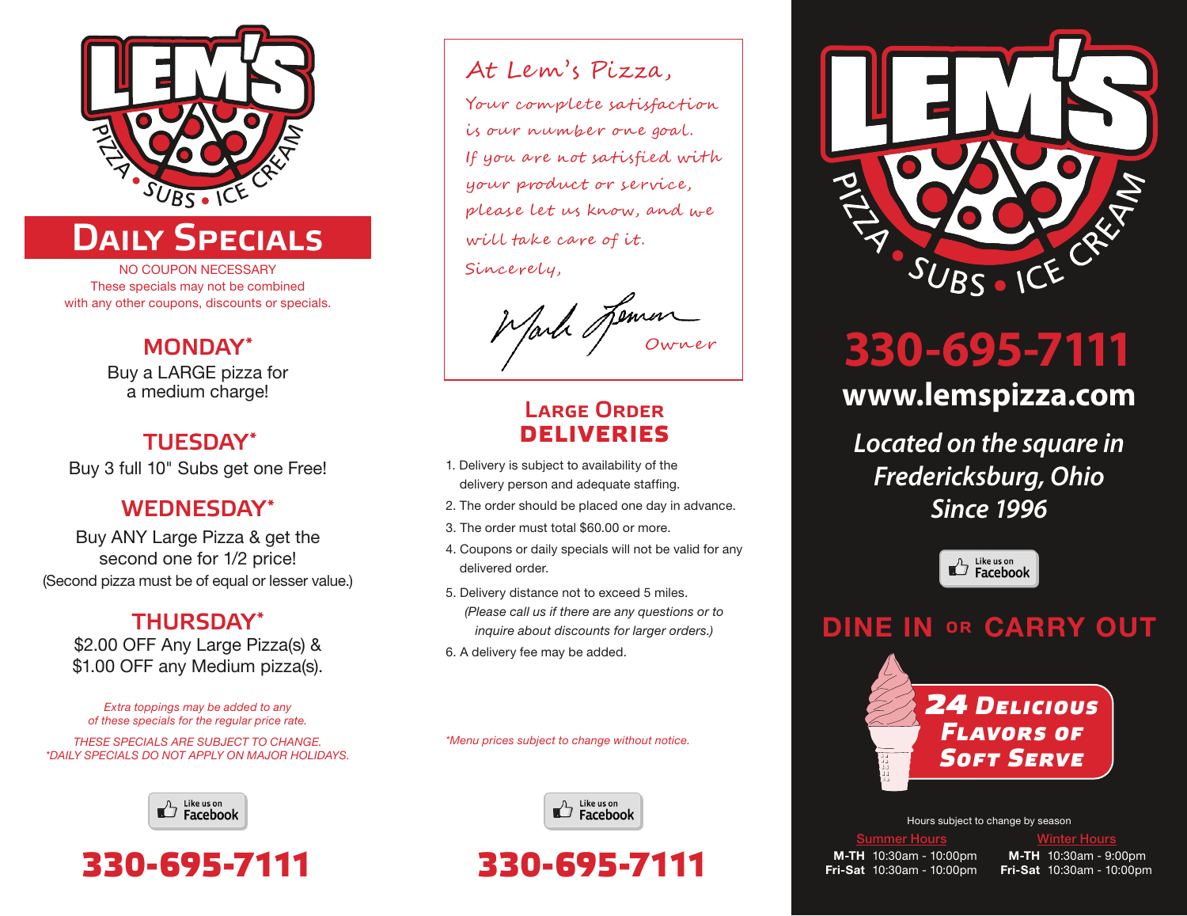# LEM'S

PIZZA • SUBS • ICE CREAM

## Daily Specials

NO COUPON NECESSARY
These specials may not be combined with any other coupons, discounts or specials.

### MONDAY*

Buy a LARGE pizza for a medium charge!

### TUESDAY*

Buy 3 full 10" Subs get one Free!

### WEDNESDAY*

Buy ANY Large Pizza & get the second one for 1/2 price!
(Second pizza must be of equal or lesser value.)

### THURSDAY*

$2.00 OFF Any Large Pizza(s) &
$1.00 OFF any Medium pizza(s).

*Extra toppings may be added to any of these specials for the regular price rate.*

*THESE SPECIALS ARE SUBJECT TO CHANGE.*
*\*DAILY SPECIALS DO NOT APPLY ON MAJOR HOLIDAYS.*

Like us on Facebook

**330-695-7111**

---

At Lem's Pizza,

Your complete satisfaction is our number one goal. If you are not satisfied with your product or service, please let us know, and we will take care of it.

Sincerely,

Mark Lemon
Owner

## Large Order Deliveries

1. Delivery is subject to availability of the delivery person and adequate staffing.
2. The order should be placed one day in advance.
3. The order must total $60.00 or more.
4. Coupons or daily specials will not be valid for any delivered order.
5. Delivery distance not to exceed 5 miles.
   *(Please call us if there are any questions or to inquire about discounts for larger orders.)*
6. A delivery fee may be added.

*\*Menu prices subject to change without notice.*

Like us on Facebook

**330-695-7111**

---

# LEM'S

PIZZA • SUBS • ICE CREAM

**330-695-7111**

**www.lemspizza.com**

*Located on the square in Fredericksburg, Ohio Since 1996*

Like us on Facebook

## DINE IN OR CARRY OUT

**24 Delicious Flavors of Soft Serve**

Hours subject to change by season

| Summer Hours | | Winter Hours | |
|---|---|---|---|
| **M-TH** | 10:30am - 10:00pm | **M-TH** | 10:30am - 9:00pm |
| **Fri-Sat** | 10:30am - 10:00pm | **Fri-Sat** | 10:30am - 10:00pm |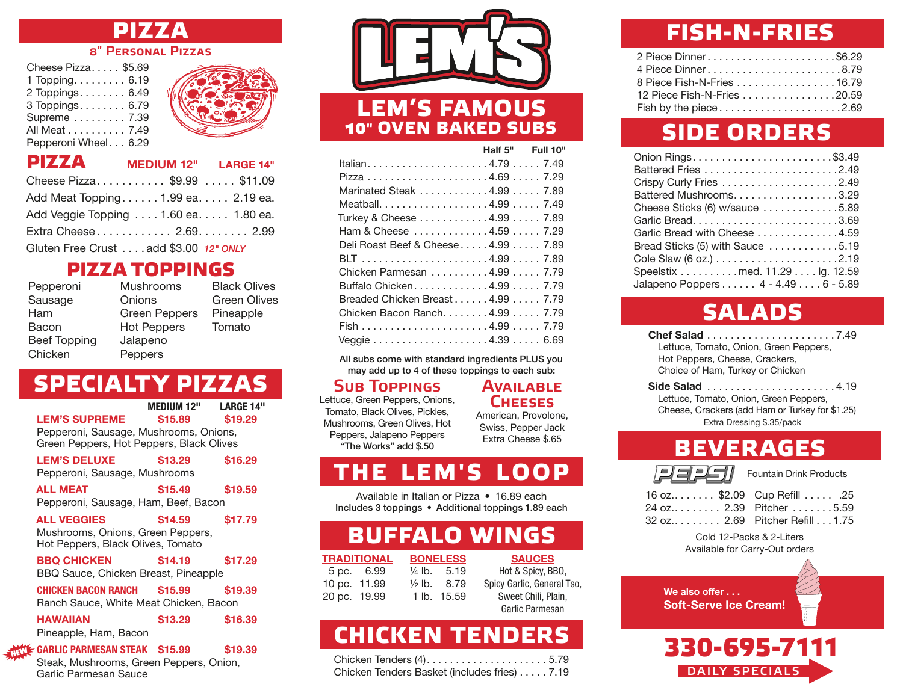# PIZZA

## 8" Personal Pizzas

| | |
|---|---|
| Cheese Pizza | $5.69 |
| 1 Topping | 6.19 |
| 2 Toppings | 6.49 |
| 3 Toppings | 6.79 |
| Supreme | 7.39 |
| All Meat | 7.49 |
| Pepperoni Wheel | 6.29 |

## PIZZA

| | MEDIUM 12" | LARGE 14" |
|---|---|---|
| Cheese Pizza | $9.99 | $11.09 |
| Add Meat Topping | 1.99 ea. | 2.19 ea. |
| Add Veggie Topping | 1.60 ea. | 1.80 ea. |
| Extra Cheese | 2.69 | 2.99 |
| Gluten Free Crust | add $3.00 *12" ONLY* | |

## PIZZA TOPPINGS

| | | |
|---|---|---|
| Pepperoni | Mushrooms | Black Olives |
| Sausage | Onions | Green Olives |
| Ham | Green Peppers | Pineapple |
| Bacon | Hot Peppers | Tomato |
| Beef Topping | Jalapeno | |
| Chicken | Peppers | |

## SPECIALTY PIZZAS

| | MEDIUM 12" | LARGE 14" |
|---|---|---|
| **LEM'S SUPREME** | $15.89 | $19.29 |
| Pepperoni, Sausage, Mushrooms, Onions, Green Peppers, Hot Peppers, Black Olives | | |
| **LEM'S DELUXE** | $13.29 | $16.29 |
| Pepperoni, Sausage, Mushrooms | | |
| **ALL MEAT** | $15.49 | $19.59 |
| Pepperoni, Sausage, Ham, Beef, Bacon | | |
| **ALL VEGGIES** | $14.59 | $17.79 |
| Mushrooms, Onions, Green Peppers, Hot Peppers, Black Olives, Tomato | | |
| **BBQ CHICKEN** | $14.19 | $17.29 |
| BBQ Sauce, Chicken Breast, Pineapple | | |
| **CHICKEN BACON RANCH** | $15.99 | $19.39 |
| Ranch Sauce, White Meat Chicken, Bacon | | |
| **HAWAIIAN** | $13.29 | $16.39 |
| Pineapple, Ham, Bacon | | |
| NEW! **GARLIC PARMESAN STEAK** | $15.99 | $19.39 |
| Steak, Mushrooms, Green Peppers, Onion, Garlic Parmesan Sauce | | |

# LEM'S

## LEM'S FAMOUS 10" OVEN BAKED SUBS

| | Half 5" | Full 10" |
|---|---|---|
| Italian | 4.79 | 7.49 |
| Pizza | 4.69 | 7.29 |
| Marinated Steak | 4.99 | 7.89 |
| Meatball | 4.99 | 7.49 |
| Turkey & Cheese | 4.99 | 7.89 |
| Ham & Cheese | 4.59 | 7.29 |
| Deli Roast Beef & Cheese | 4.99 | 7.89 |
| BLT | 4.99 | 7.89 |
| Chicken Parmesan | 4.99 | 7.79 |
| Buffalo Chicken | 4.99 | 7.79 |
| Breaded Chicken Breast | 4.99 | 7.79 |
| Chicken Bacon Ranch | 4.99 | 7.79 |
| Fish | 4.99 | 7.79 |
| Veggie | 4.39 | 6.69 |

All subs come with standard ingredients PLUS you may add up to 4 of these toppings to each sub:

### Sub Toppings

Lettuce, Green Peppers, Onions, Tomato, Black Olives, Pickles, Mushrooms, Green Olives, Hot Peppers, Jalapeno Peppers
"The Works" add $.50

### Available Cheeses

American, Provolone, Swiss, Pepper Jack
Extra Cheese $.65

## THE LEM'S LOOP

Available in Italian or Pizza • 16.89 each
**Includes 3 toppings • Additional toppings 1.89 each**

## BUFFALO WINGS

| TRADITIONAL | | BONELESS | | SAUCES |
|---|---|---|---|---|
| 5 pc. | 6.99 | ¼ lb. | 5.19 | Hot & Spicy, BBQ, |
| 10 pc. | 11.99 | ½ lb. | 8.79 | Spicy Garlic, General Tso, |
| 20 pc. | 19.99 | 1 lb. | 15.59 | Sweet Chili, Plain, Garlic Parmesan |

## CHICKEN TENDERS

| | |
|---|---|
| Chicken Tenders (4) | 5.79 |
| Chicken Tenders Basket (includes fries) | 7.19 |

## FISH-N-FRIES

| | |
|---|---|
| 2 Piece Dinner | $6.29 |
| 4 Piece Dinner | 8.79 |
| 8 Piece Fish-N-Fries | 16.79 |
| 12 Piece Fish-N-Fries | 20.59 |
| Fish by the piece | 2.69 |

## SIDE ORDERS

| | |
|---|---|
| Onion Rings | $3.49 |
| Battered Fries | 2.49 |
| Crispy Curly Fries | 2.49 |
| Battered Mushrooms | 3.29 |
| Cheese Sticks (6) w/sauce | 5.89 |
| Garlic Bread | 3.69 |
| Garlic Bread with Cheese | 4.59 |
| Bread Sticks (5) with Sauce | 5.19 |
| Cole Slaw (6 oz.) | 2.19 |
| Speelstix | med. 11.29 .... lg. 12.59 |
| Jalapeno Poppers | 4 - 4.49 .... 6 - 5.89 |

## SALADS

**Chef Salad** ........ 7.49
Lettuce, Tomato, Onion, Green Peppers, Hot Peppers, Cheese, Crackers, Choice of Ham, Turkey or Chicken

**Side Salad** ........ 4.19
Lettuce, Tomato, Onion, Green Peppers, Cheese, Crackers (add Ham or Turkey for $1.25)

Extra Dressing $.35/pack

## BEVERAGES

PEPSI Fountain Drink Products

| | | | |
|---|---|---|---|
| 16 oz. | $2.09 | Cup Refill | .25 |
| 24 oz. | 2.39 | Pitcher | 5.59 |
| 32 oz. | 2.69 | Pitcher Refill | 1.75 |

Cold 12-Packs & 2-Liters
Available for Carry-Out orders

We also offer . . .
**Soft-Serve Ice Cream!**

# 330-695-7111

DAILY SPECIALS